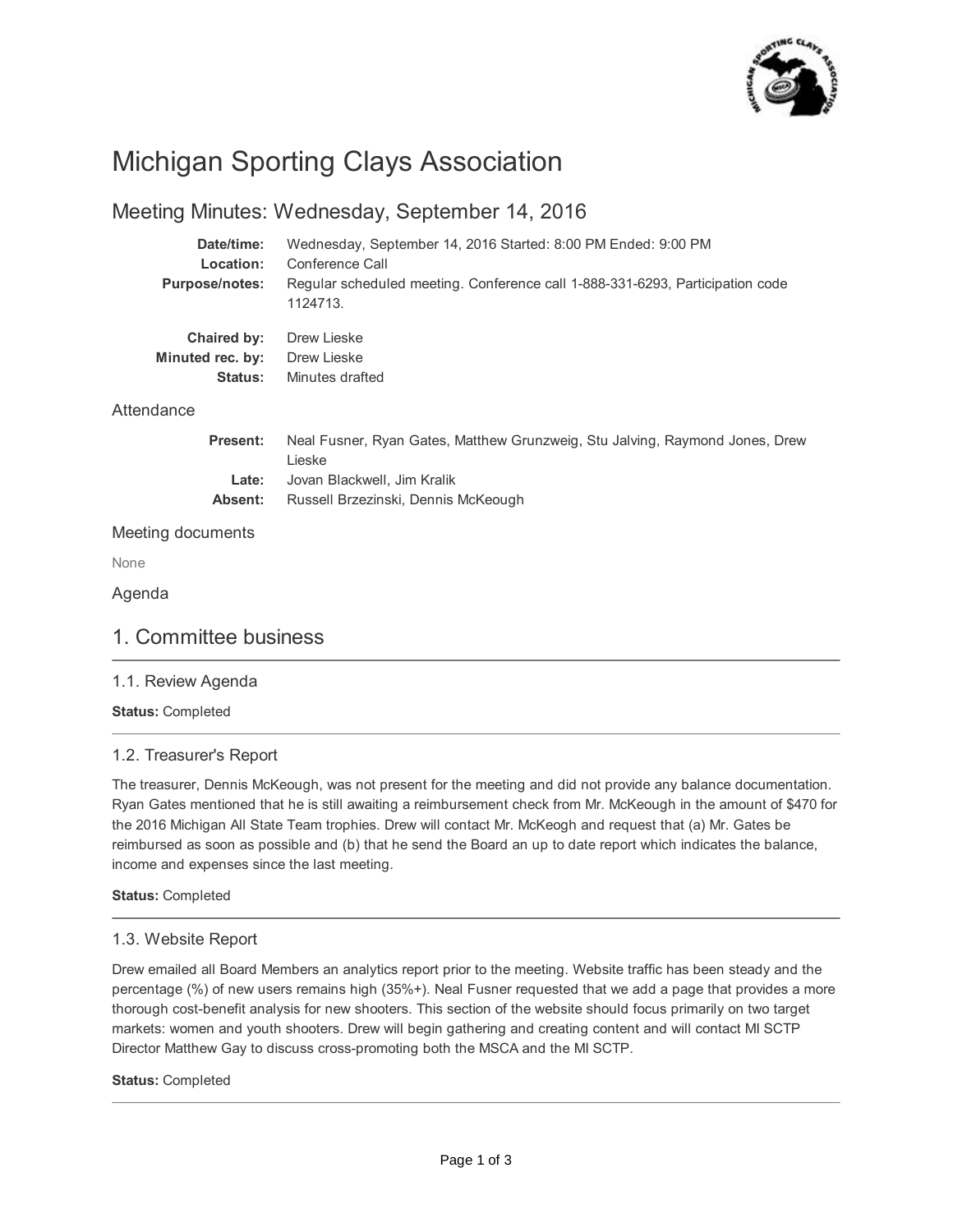# Michigan Sporting Clays Association

## Meeting Minutes: Wednesday, September 14, 2016

**Date/time:** Wednesday, September 14, 2016 Started: 8:00 PM Ended: 9:00 PM
**Location:** Conference Call
**Purpose/notes:** Regular scheduled meeting. Conference call 1-888-331-6293, Participation code 1124713.

**Chaired by:** Drew Lieske
**Minuted rec. by:** Drew Lieske
**Status:** Minutes drafted

### Attendance

**Present:** Neal Fusner, Ryan Gates, Matthew Grunzweig, Stu Jalving, Raymond Jones, Drew Lieske
**Late:** Jovan Blackwell, Jim Kralik
**Absent:** Russell Brzezinski, Dennis McKeough

### Meeting documents

None

### Agenda

## 1. Committee business

### 1.1. Review Agenda

**Status:** Completed

### 1.2. Treasurer's Report

The treasurer, Dennis McKeough, was not present for the meeting and did not provide any balance documentation. Ryan Gates mentioned that he is still awaiting a reimbursement check from Mr. McKeough in the amount of $470 for the 2016 Michigan All State Team trophies. Drew will contact Mr. McKeogh and request that (a) Mr. Gates be reimbursed as soon as possible and (b) that he send the Board an up to date report which indicates the balance, income and expenses since the last meeting.

**Status:** Completed

### 1.3. Website Report

Drew emailed all Board Members an analytics report prior to the meeting. Website traffic has been steady and the percentage (%) of new users remains high (35%+). Neal Fusner requested that we add a page that provides a more thorough cost-benefit analysis for new shooters. This section of the website should focus primarily on two target markets: women and youth shooters. Drew will begin gathering and creating content and will contact MI SCTP Director Matthew Gay to discuss cross-promoting both the MSCA and the MI SCTP.

**Status:** Completed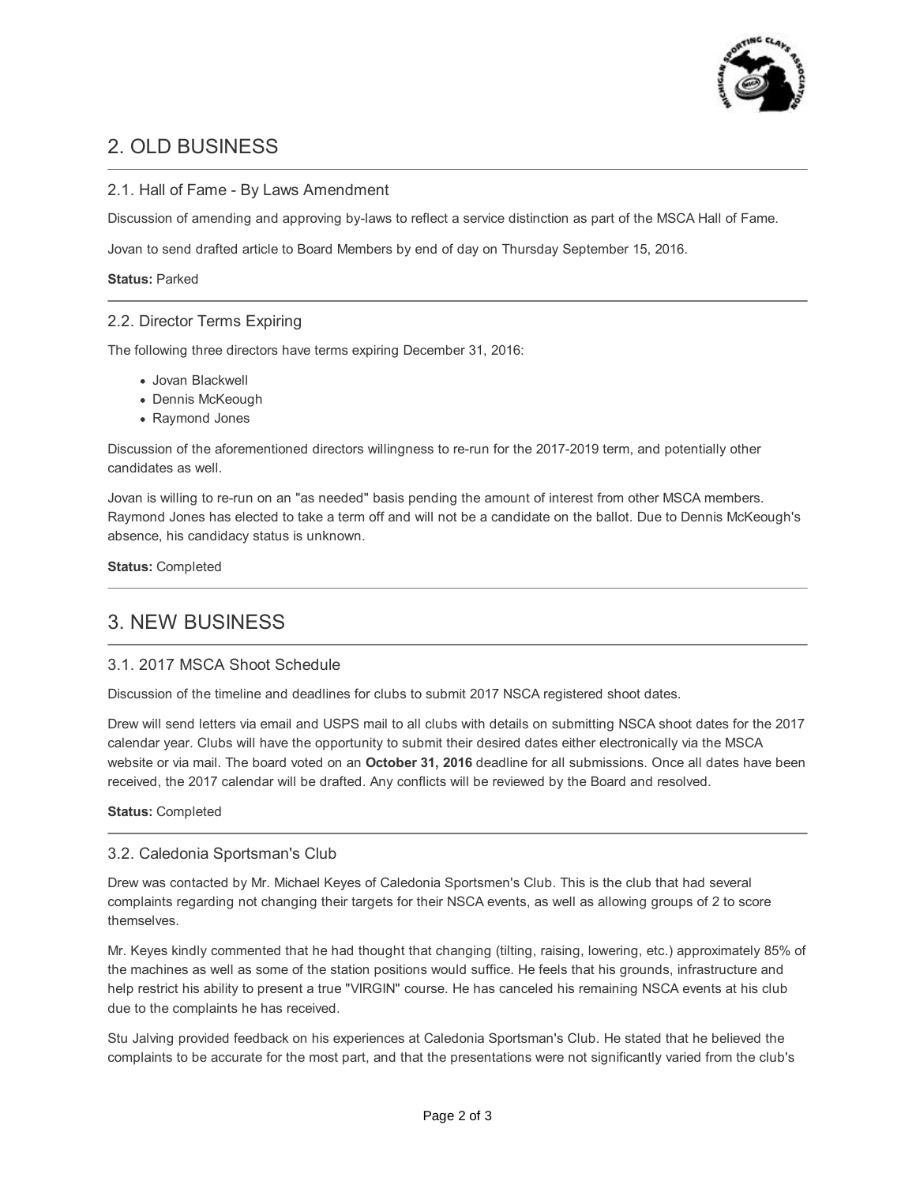## 2. OLD BUSINESS

### 2.1. Hall of Fame - By Laws Amendment

Discussion of amending and approving by-laws to reflect a service distinction as part of the MSCA Hall of Fame.

Jovan to send drafted article to Board Members by end of day on Thursday September 15, 2016.

**Status:** Parked

### 2.2. Director Terms Expiring

The following three directors have terms expiring December 31, 2016:

- Jovan Blackwell
- Dennis McKeough
- Raymond Jones

Discussion of the aforementioned directors willingness to re-run for the 2017-2019 term, and potentially other candidates as well.

Jovan is willing to re-run on an "as needed" basis pending the amount of interest from other MSCA members. Raymond Jones has elected to take a term off and will not be a candidate on the ballot. Due to Dennis McKeough's absence, his candidacy status is unknown.

**Status:** Completed

## 3. NEW BUSINESS

### 3.1. 2017 MSCA Shoot Schedule

Discussion of the timeline and deadlines for clubs to submit 2017 NSCA registered shoot dates.

Drew will send letters via email and USPS mail to all clubs with details on submitting NSCA shoot dates for the 2017 calendar year. Clubs will have the opportunity to submit their desired dates either electronically via the MSCA website or via mail. The board voted on an **October 31, 2016** deadline for all submissions. Once all dates have been received, the 2017 calendar will be drafted. Any conflicts will be reviewed by the Board and resolved.

**Status:** Completed

### 3.2. Caledonia Sportsman's Club

Drew was contacted by Mr. Michael Keyes of Caledonia Sportsmen's Club. This is the club that had several complaints regarding not changing their targets for their NSCA events, as well as allowing groups of 2 to score themselves.

Mr. Keyes kindly commented that he had thought that changing (tilting, raising, lowering, etc.) approximately 85% of the machines as well as some of the station positions would suffice. He feels that his grounds, infrastructure and help restrict his ability to present a true "VIRGIN" course. He has canceled his remaining NSCA events at his club due to the complaints he has received.

Stu Jalving provided feedback on his experiences at Caledonia Sportsman's Club. He stated that he believed the complaints to be accurate for the most part, and that the presentations were not significantly varied from the club's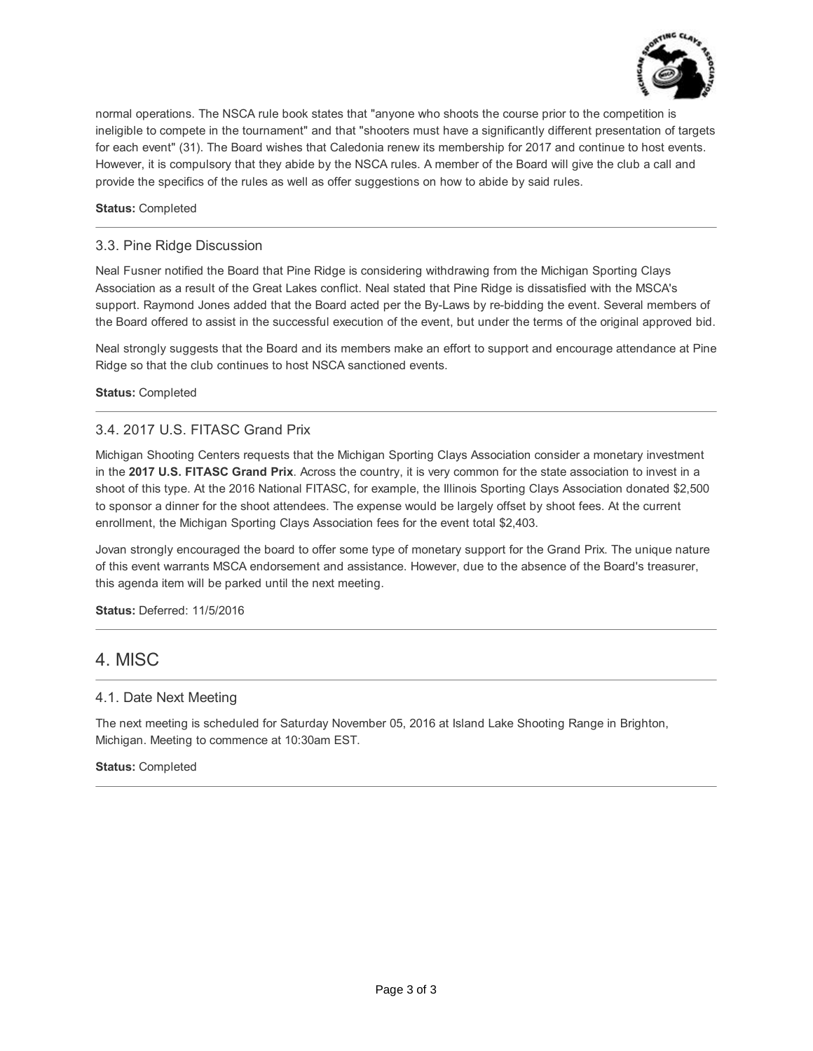normal operations. The NSCA rule book states that "anyone who shoots the course prior to the competition is ineligible to compete in the tournament" and that "shooters must have a significantly different presentation of targets for each event" (31). The Board wishes that Caledonia renew its membership for 2017 and continue to host events. However, it is compulsory that they abide by the NSCA rules. A member of the Board will give the club a call and provide the specifics of the rules as well as offer suggestions on how to abide by said rules.

**Status:** Completed

---

### 3.3. Pine Ridge Discussion

Neal Fusner notified the Board that Pine Ridge is considering withdrawing from the Michigan Sporting Clays Association as a result of the Great Lakes conflict. Neal stated that Pine Ridge is dissatisfied with the MSCA's support. Raymond Jones added that the Board acted per the By-Laws by re-bidding the event. Several members of the Board offered to assist in the successful execution of the event, but under the terms of the original approved bid.

Neal strongly suggests that the Board and its members make an effort to support and encourage attendance at Pine Ridge so that the club continues to host NSCA sanctioned events.

**Status:** Completed

---

### 3.4. 2017 U.S. FITASC Grand Prix

Michigan Shooting Centers requests that the Michigan Sporting Clays Association consider a monetary investment in the **2017 U.S. FITASC Grand Prix**. Across the country, it is very common for the state association to invest in a shoot of this type. At the 2016 National FITASC, for example, the Illinois Sporting Clays Association donated $2,500 to sponsor a dinner for the shoot attendees. The expense would be largely offset by shoot fees. At the current enrollment, the Michigan Sporting Clays Association fees for the event total $2,403.

Jovan strongly encouraged the board to offer some type of monetary support for the Grand Prix. The unique nature of this event warrants MSCA endorsement and assistance. However, due to the absence of the Board's treasurer, this agenda item will be parked until the next meeting.

**Status:** Deferred: 11/5/2016

---

## 4. MISC

---

### 4.1. Date Next Meeting

The next meeting is scheduled for Saturday November 05, 2016 at Island Lake Shooting Range in Brighton, Michigan. Meeting to commence at 10:30am EST.

**Status:** Completed

---